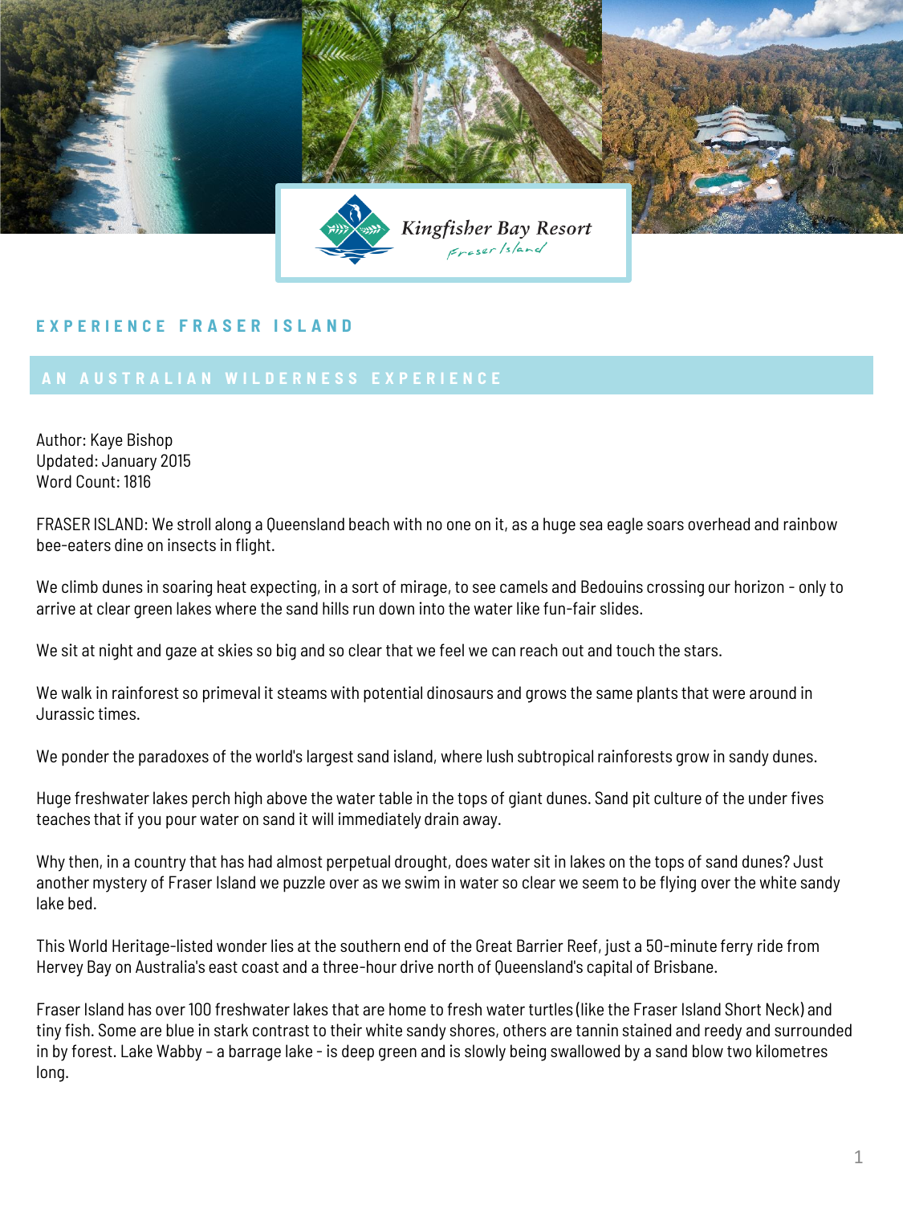Kingfisher Bay Resort
Fraser Island

## EXPERIENCE FRASER ISLAND

### AN AUSTRALIAN WILDERNESS EXPERIENCE

Author: Kaye Bishop
Updated: January 2015
Word Count: 1816

FRASER ISLAND: We stroll along a Queensland beach with no one on it, as a huge sea eagle soars overhead and rainbow bee-eaters dine on insects in flight.

We climb dunes in soaring heat expecting, in a sort of mirage, to see camels and Bedouins crossing our horizon - only to arrive at clear green lakes where the sand hills run down into the water like fun-fair slides.

We sit at night and gaze at skies so big and so clear that we feel we can reach out and touch the stars.

We walk in rainforest so primeval it steams with potential dinosaurs and grows the same plants that were around in Jurassic times.

We ponder the paradoxes of the world's largest sand island, where lush subtropical rainforests grow in sandy dunes.

Huge freshwater lakes perch high above the water table in the tops of giant dunes. Sand pit culture of the under fives teaches that if you pour water on sand it will immediately drain away.

Why then, in a country that has had almost perpetual drought, does water sit in lakes on the tops of sand dunes? Just another mystery of Fraser Island we puzzle over as we swim in water so clear we seem to be flying over the white sandy lake bed.

This World Heritage-listed wonder lies at the southern end of the Great Barrier Reef, just a 50-minute ferry ride from Hervey Bay on Australia's east coast and a three-hour drive north of Queensland's capital of Brisbane.

Fraser Island has over 100 freshwater lakes that are home to fresh water turtles (like the Fraser Island Short Neck) and tiny fish. Some are blue in stark contrast to their white sandy shores, others are tannin stained and reedy and surrounded in by forest. Lake Wabby – a barrage lake - is deep green and is slowly being swallowed by a sand blow two kilometres long.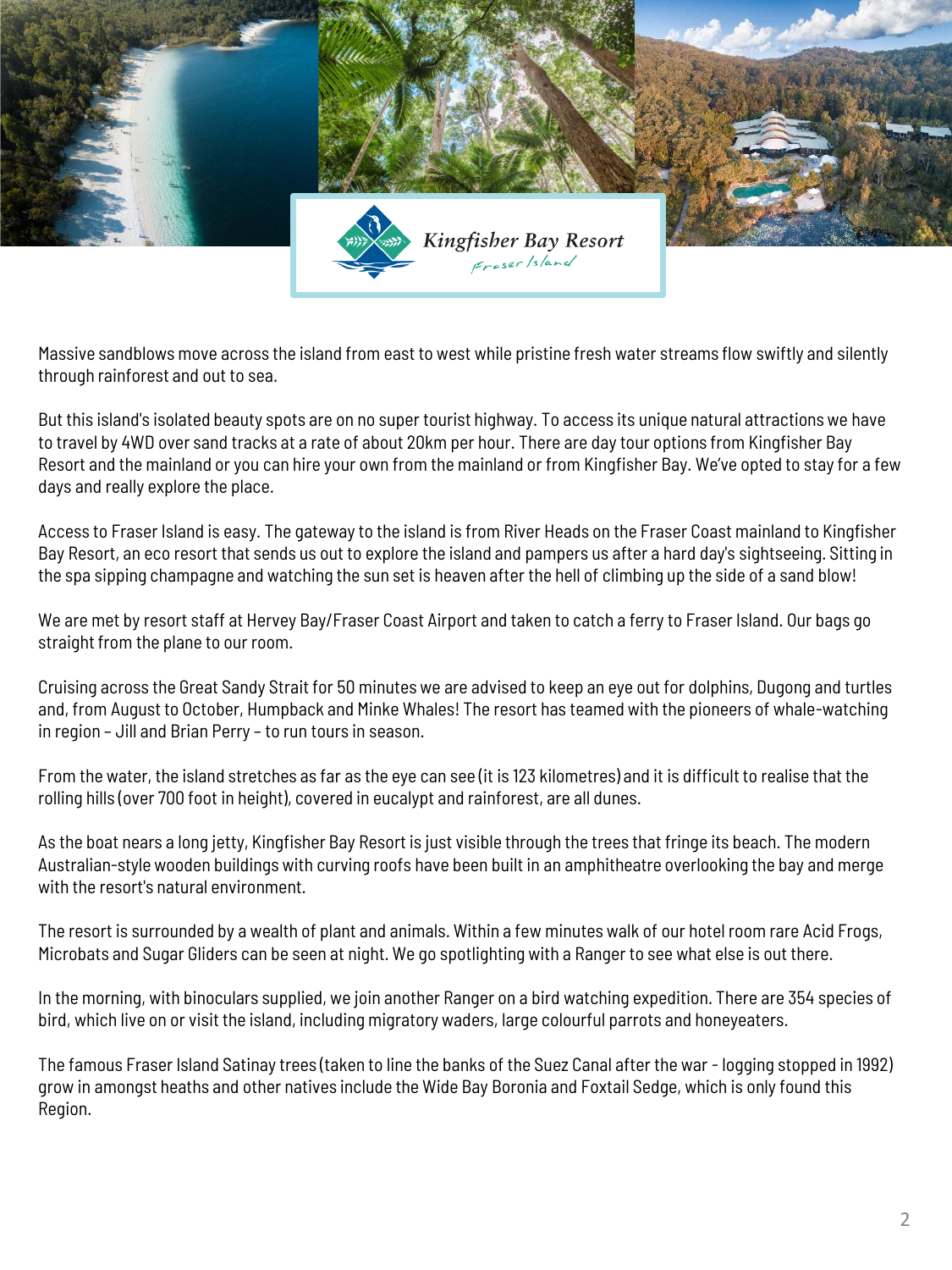Kingfisher Bay Resort
Fraser Island

Massive sandblows move across the island from east to west while pristine fresh water streams flow swiftly and silently through rainforest and out to sea.

But this island's isolated beauty spots are on no super tourist highway. To access its unique natural attractions we have to travel by 4WD over sand tracks at a rate of about 20km per hour. There are day tour options from Kingfisher Bay Resort and the mainland or you can hire your own from the mainland or from Kingfisher Bay. We've opted to stay for a few days and really explore the place.

Access to Fraser Island is easy. The gateway to the island is from River Heads on the Fraser Coast mainland to Kingfisher Bay Resort, an eco resort that sends us out to explore the island and pampers us after a hard day's sightseeing. Sitting in the spa sipping champagne and watching the sun set is heaven after the hell of climbing up the side of a sand blow!

We are met by resort staff at Hervey Bay/Fraser Coast Airport and taken to catch a ferry to Fraser Island. Our bags go straight from the plane to our room.

Cruising across the Great Sandy Strait for 50 minutes we are advised to keep an eye out for dolphins, Dugong and turtles and, from August to October, Humpback and Minke Whales! The resort has teamed with the pioneers of whale-watching in region – Jill and Brian Perry – to run tours in season.

From the water, the island stretches as far as the eye can see (it is 123 kilometres) and it is difficult to realise that the rolling hills (over 700 foot in height), covered in eucalypt and rainforest, are all dunes.

As the boat nears a long jetty, Kingfisher Bay Resort is just visible through the trees that fringe its beach. The modern Australian-style wooden buildings with curving roofs have been built in an amphitheatre overlooking the bay and merge with the resort's natural environment.

The resort is surrounded by a wealth of plant and animals. Within a few minutes walk of our hotel room rare Acid Frogs, Microbats and Sugar Gliders can be seen at night. We go spotlighting with a Ranger to see what else is out there.

In the morning, with binoculars supplied, we join another Ranger on a bird watching expedition. There are 354 species of bird, which live on or visit the island, including migratory waders, large colourful parrots and honeyeaters.

The famous Fraser Island Satinay trees (taken to line the banks of the Suez Canal after the war - logging stopped in 1992) grow in amongst heaths and other natives include the Wide Bay Boronia and Foxtail Sedge, which is only found this Region.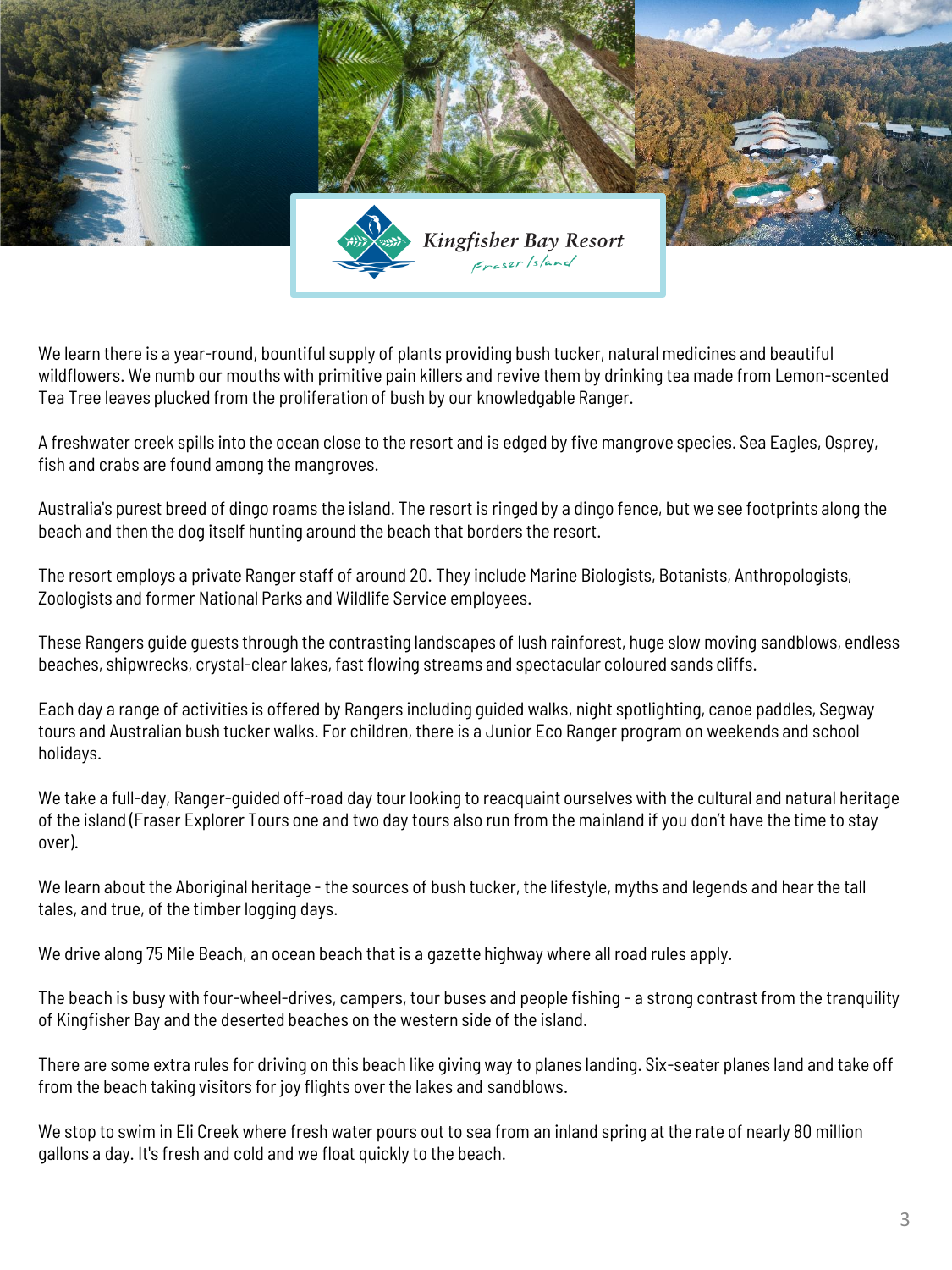We learn there is a year-round, bountiful supply of plants providing bush tucker, natural medicines and beautiful wildflowers. We numb our mouths with primitive pain killers and revive them by drinking tea made from Lemon-scented Tea Tree leaves plucked from the proliferation of bush by our knowledgable Ranger.

A freshwater creek spills into the ocean close to the resort and is edged by five mangrove species. Sea Eagles, Osprey, fish and crabs are found among the mangroves.

Australia's purest breed of dingo roams the island. The resort is ringed by a dingo fence, but we see footprints along the beach and then the dog itself hunting around the beach that borders the resort.

The resort employs a private Ranger staff of around 20. They include Marine Biologists, Botanists, Anthropologists, Zoologists and former National Parks and Wildlife Service employees.

These Rangers guide guests through the contrasting landscapes of lush rainforest, huge slow moving sandblows, endless beaches, shipwrecks, crystal-clear lakes, fast flowing streams and spectacular coloured sands cliffs.

Each day a range of activities is offered by Rangers including guided walks, night spotlighting, canoe paddles, Segway tours and Australian bush tucker walks. For children, there is a Junior Eco Ranger program on weekends and school holidays.

We take a full-day, Ranger-guided off-road day tour looking to reacquaint ourselves with the cultural and natural heritage of the island (Fraser Explorer Tours one and two day tours also run from the mainland if you don't have the time to stay over).

We learn about the Aboriginal heritage - the sources of bush tucker, the lifestyle, myths and legends and hear the tall tales, and true, of the timber logging days.

We drive along 75 Mile Beach, an ocean beach that is a gazette highway where all road rules apply.

The beach is busy with four-wheel-drives, campers, tour buses and people fishing - a strong contrast from the tranquility of Kingfisher Bay and the deserted beaches on the western side of the island.

There are some extra rules for driving on this beach like giving way to planes landing. Six-seater planes land and take off from the beach taking visitors for joy flights over the lakes and sandblows.

We stop to swim in Eli Creek where fresh water pours out to sea from an inland spring at the rate of nearly 80 million gallons a day. It's fresh and cold and we float quickly to the beach.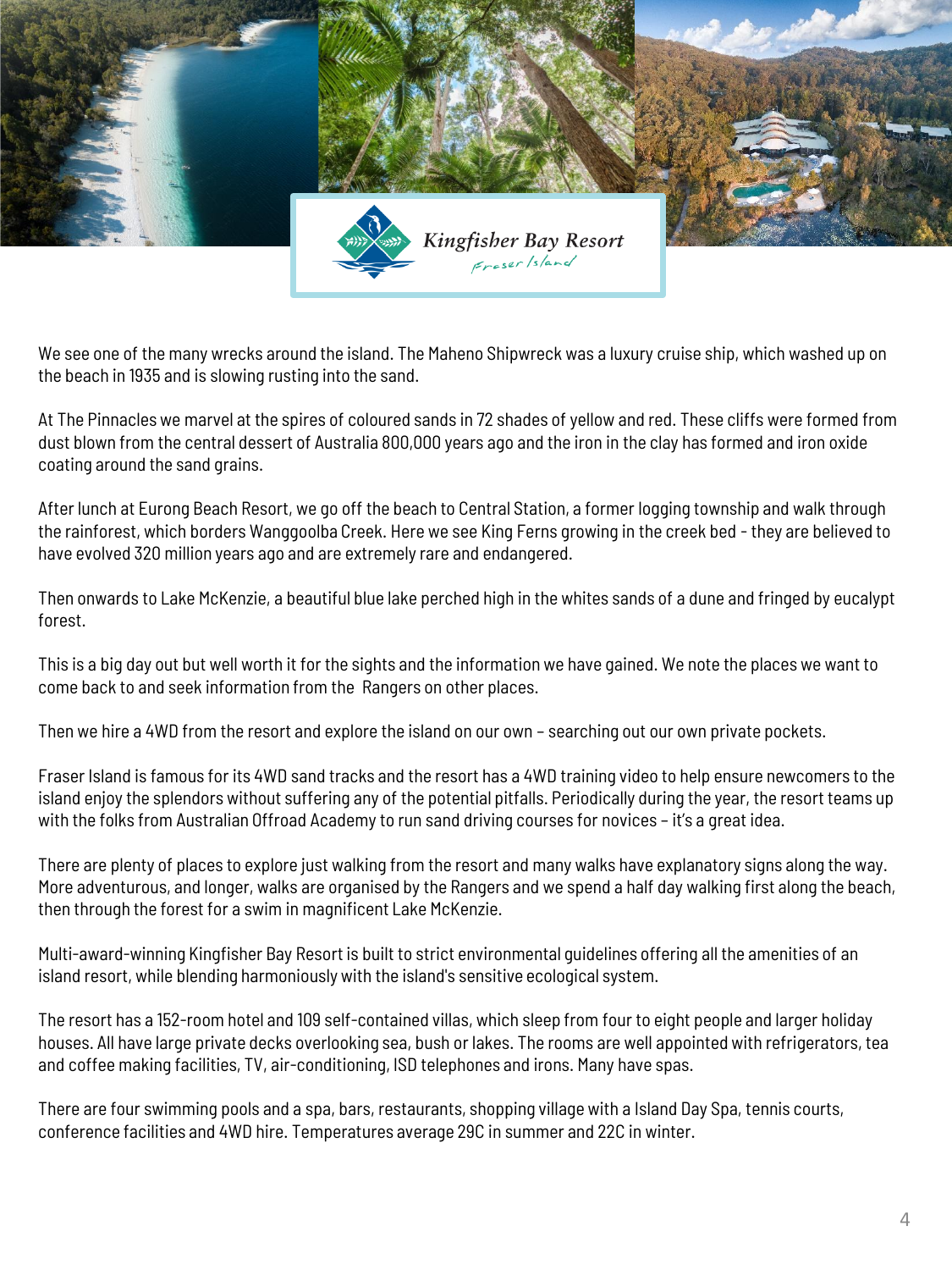We see one of the many wrecks around the island. The Maheno Shipwreck was a luxury cruise ship, which washed up on the beach in 1935 and is slowing rusting into the sand.

At The Pinnacles we marvel at the spires of coloured sands in 72 shades of yellow and red. These cliffs were formed from dust blown from the central dessert of Australia 800,000 years ago and the iron in the clay has formed and iron oxide coating around the sand grains.

After lunch at Eurong Beach Resort, we go off the beach to Central Station, a former logging township and walk through the rainforest, which borders Wanggoolba Creek. Here we see King Ferns growing in the creek bed - they are believed to have evolved 320 million years ago and are extremely rare and endangered.

Then onwards to Lake McKenzie, a beautiful blue lake perched high in the whites sands of a dune and fringed by eucalypt forest.

This is a big day out but well worth it for the sights and the information we have gained. We note the places we want to come back to and seek information from the Rangers on other places.

Then we hire a 4WD from the resort and explore the island on our own – searching out our own private pockets.

Fraser Island is famous for its 4WD sand tracks and the resort has a 4WD training video to help ensure newcomers to the island enjoy the splendors without suffering any of the potential pitfalls. Periodically during the year, the resort teams up with the folks from Australian Offroad Academy to run sand driving courses for novices – it's a great idea.

There are plenty of places to explore just walking from the resort and many walks have explanatory signs along the way. More adventurous, and longer, walks are organised by the Rangers and we spend a half day walking first along the beach, then through the forest for a swim in magnificent Lake McKenzie.

Multi-award-winning Kingfisher Bay Resort is built to strict environmental guidelines offering all the amenities of an island resort, while blending harmoniously with the island's sensitive ecological system.

The resort has a 152-room hotel and 109 self-contained villas, which sleep from four to eight people and larger holiday houses. All have large private decks overlooking sea, bush or lakes. The rooms are well appointed with refrigerators, tea and coffee making facilities, TV, air-conditioning, ISD telephones and irons. Many have spas.

There are four swimming pools and a spa, bars, restaurants, shopping village with a Island Day Spa, tennis courts, conference facilities and 4WD hire. Temperatures average 29C in summer and 22C in winter.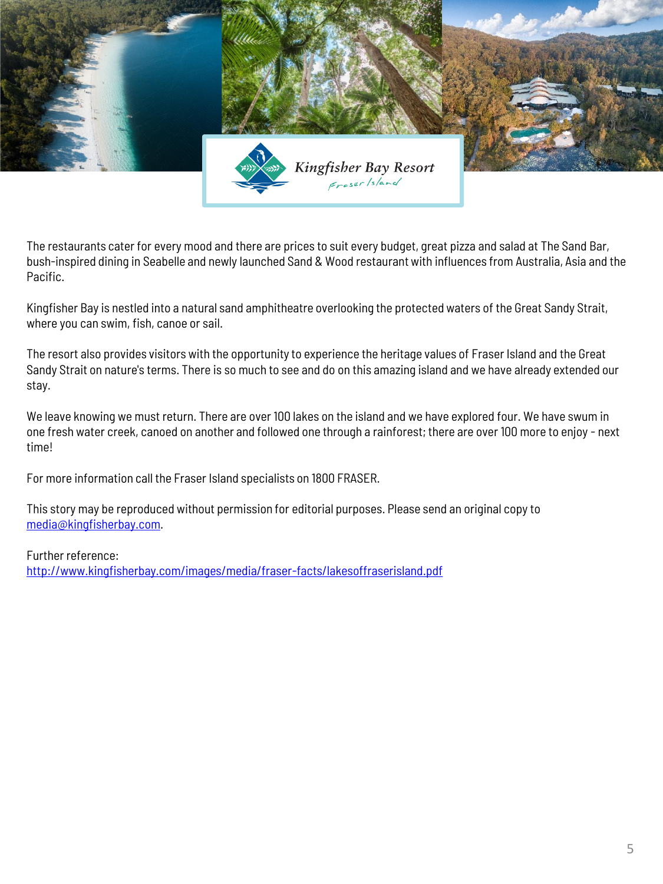The restaurants cater for every mood and there are prices to suit every budget, great pizza and salad at The Sand Bar, bush-inspired dining in Seabelle and newly launched Sand & Wood restaurant with influences from Australia, Asia and the Pacific.

Kingfisher Bay is nestled into a natural sand amphitheatre overlooking the protected waters of the Great Sandy Strait, where you can swim, fish, canoe or sail.

The resort also provides visitors with the opportunity to experience the heritage values of Fraser Island and the Great Sandy Strait on nature's terms. There is so much to see and do on this amazing island and we have already extended our stay.

We leave knowing we must return. There are over 100 lakes on the island and we have explored four. We have swum in one fresh water creek, canoed on another and followed one through a rainforest; there are over 100 more to enjoy - next time!

For more information call the Fraser Island specialists on 1800 FRASER.

This story may be reproduced without permission for editorial purposes. Please send an original copy to [media@kingfisherbay.com](mailto:media@kingfisherbay.com).

Further reference:
[http://www.kingfisherbay.com/images/media/fraser-facts/lakesoffraserisland.pdf](http://www.kingfisherbay.com/images/media/fraser-facts/lakesoffraserisland.pdf)